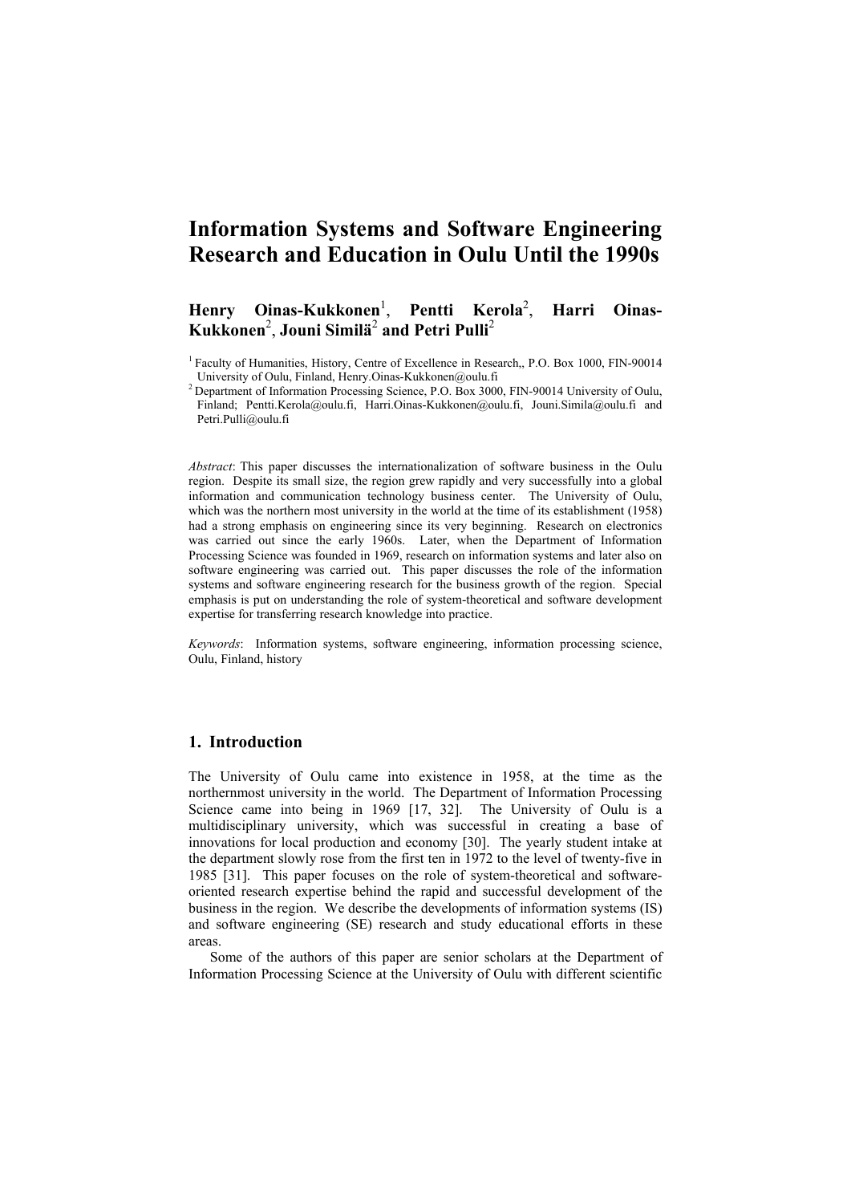# Information Systems and Software Engineering Research and Education in Oulu Until the 1990s

**Henry Oinas-Kukkonen[1], Pentti Kerola[2], Harri Oinas-Kukkonen[2], Jouni Similä[2] and Petri Pulli[2]**

[1] Faculty of Humanities, History, Centre of Excellence in Research,, P.O. Box 1000, FIN-90014 University of Oulu, Finland, Henry.Oinas-Kukkonen@oulu.fi

[2] Department of Information Processing Science, P.O. Box 3000, FIN-90014 University of Oulu, Finland; Pentti.Kerola@oulu.fi, Harri.Oinas-Kukkonen@oulu.fi, Jouni.Simila@oulu.fi and Petri.Pulli@oulu.fi

*Abstract*: This paper discusses the internationalization of software business in the Oulu region. Despite its small size, the region grew rapidly and very successfully into a global information and communication technology business center. The University of Oulu, which was the northern most university in the world at the time of its establishment (1958) had a strong emphasis on engineering since its very beginning. Research on electronics was carried out since the early 1960s. Later, when the Department of Information Processing Science was founded in 1969, research on information systems and later also on software engineering was carried out. This paper discusses the role of the information systems and software engineering research for the business growth of the region. Special emphasis is put on understanding the role of system-theoretical and software development expertise for transferring research knowledge into practice.

*Keywords*: Information systems, software engineering, information processing science, Oulu, Finland, history

## 1. Introduction

The University of Oulu came into existence in 1958, at the time as the northernmost university in the world. The Department of Information Processing Science came into being in 1969 [17, 32]. The University of Oulu is a multidisciplinary university, which was successful in creating a base of innovations for local production and economy [30]. The yearly student intake at the department slowly rose from the first ten in 1972 to the level of twenty-five in 1985 [31]. This paper focuses on the role of system-theoretical and software-oriented research expertise behind the rapid and successful development of the business in the region. We describe the developments of information systems (IS) and software engineering (SE) research and study educational efforts in these areas.

Some of the authors of this paper are senior scholars at the Department of Information Processing Science at the University of Oulu with different scientific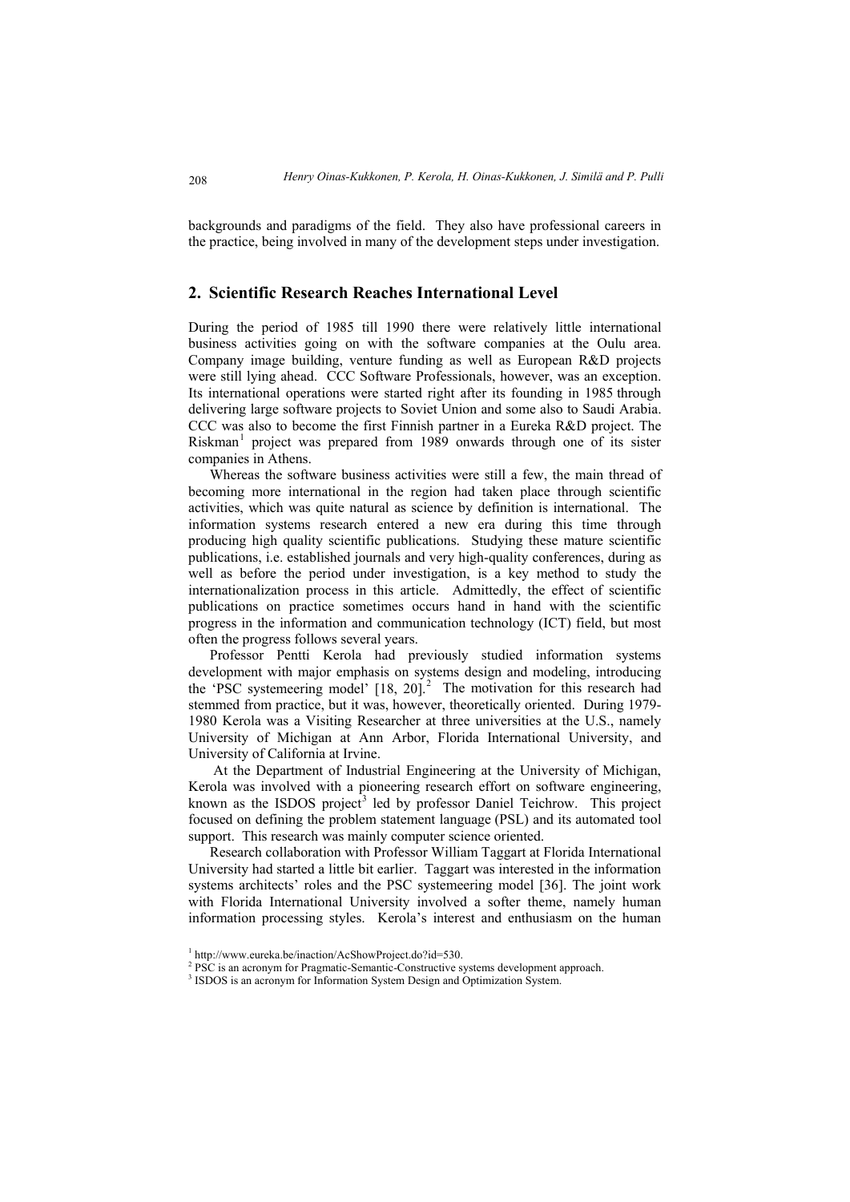backgrounds and paradigms of the field. They also have professional careers in the practice, being involved in many of the development steps under investigation.

## 2. Scientific Research Reaches International Level

During the period of 1985 till 1990 there were relatively little international business activities going on with the software companies at the Oulu area. Company image building, venture funding as well as European R&D projects were still lying ahead. CCC Software Professionals, however, was an exception. Its international operations were started right after its founding in 1985 through delivering large software projects to Soviet Union and some also to Saudi Arabia. CCC was also to become the first Finnish partner in a Eureka R&D project. The Riskman[1] project was prepared from 1989 onwards through one of its sister companies in Athens.

Whereas the software business activities were still a few, the main thread of becoming more international in the region had taken place through scientific activities, which was quite natural as science by definition is international. The information systems research entered a new era during this time through producing high quality scientific publications. Studying these mature scientific publications, i.e. established journals and very high-quality conferences, during as well as before the period under investigation, is a key method to study the internationalization process in this article. Admittedly, the effect of scientific publications on practice sometimes occurs hand in hand with the scientific progress in the information and communication technology (ICT) field, but most often the progress follows several years.

Professor Pentti Kerola had previously studied information systems development with major emphasis on systems design and modeling, introducing the 'PSC systemeering model' [18, 20].[2] The motivation for this research had stemmed from practice, but it was, however, theoretically oriented. During 1979-1980 Kerola was a Visiting Researcher at three universities at the U.S., namely University of Michigan at Ann Arbor, Florida International University, and University of California at Irvine.

At the Department of Industrial Engineering at the University of Michigan, Kerola was involved with a pioneering research effort on software engineering, known as the ISDOS project[3] led by professor Daniel Teichrow. This project focused on defining the problem statement language (PSL) and its automated tool support. This research was mainly computer science oriented.

Research collaboration with Professor William Taggart at Florida International University had started a little bit earlier. Taggart was interested in the information systems architects' roles and the PSC systemeering model [36]. The joint work with Florida International University involved a softer theme, namely human information processing styles. Kerola's interest and enthusiasm on the human

[1] http://www.eureka.be/inaction/AcShowProject.do?id=530.

[2] PSC is an acronym for Pragmatic-Semantic-Constructive systems development approach.

[3] ISDOS is an acronym for Information System Design and Optimization System.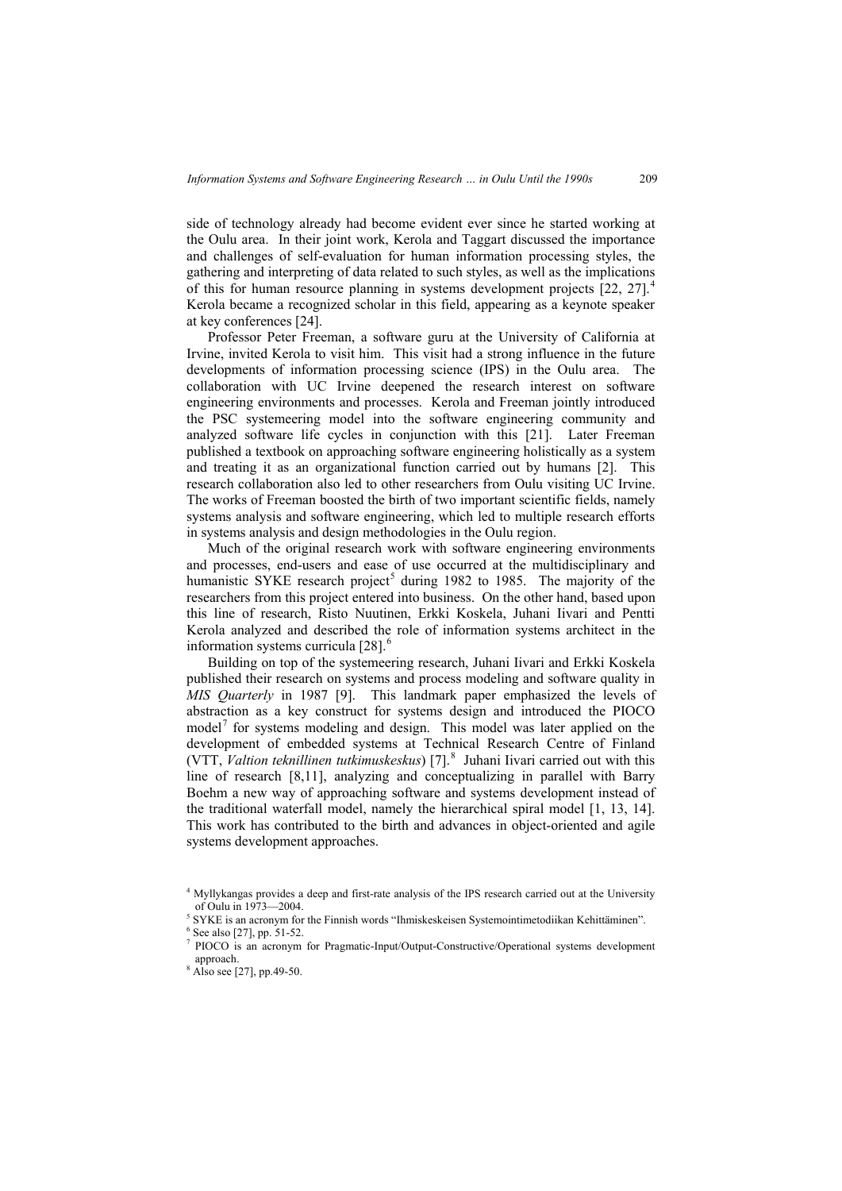side of technology already had become evident ever since he started working at the Oulu area. In their joint work, Kerola and Taggart discussed the importance and challenges of self-evaluation for human information processing styles, the gathering and interpreting of data related to such styles, as well as the implications of this for human resource planning in systems development projects [22, 27].[4] Kerola became a recognized scholar in this field, appearing as a keynote speaker at key conferences [24].

Professor Peter Freeman, a software guru at the University of California at Irvine, invited Kerola to visit him. This visit had a strong influence in the future developments of information processing science (IPS) in the Oulu area. The collaboration with UC Irvine deepened the research interest on software engineering environments and processes. Kerola and Freeman jointly introduced the PSC systemeering model into the software engineering community and analyzed software life cycles in conjunction with this [21]. Later Freeman published a textbook on approaching software engineering holistically as a system and treating it as an organizational function carried out by humans [2]. This research collaboration also led to other researchers from Oulu visiting UC Irvine. The works of Freeman boosted the birth of two important scientific fields, namely systems analysis and software engineering, which led to multiple research efforts in systems analysis and design methodologies in the Oulu region.

Much of the original research work with software engineering environments and processes, end-users and ease of use occurred at the multidisciplinary and humanistic SYKE research project[5] during 1982 to 1985. The majority of the researchers from this project entered into business. On the other hand, based upon this line of research, Risto Nuutinen, Erkki Koskela, Juhani Iivari and Pentti Kerola analyzed and described the role of information systems architect in the information systems curricula [28].[6]

Building on top of the systemeering research, Juhani Iivari and Erkki Koskela published their research on systems and process modeling and software quality in *MIS Quarterly* in 1987 [9]. This landmark paper emphasized the levels of abstraction as a key construct for systems design and introduced the PIOCO model[7] for systems modeling and design. This model was later applied on the development of embedded systems at Technical Research Centre of Finland (VTT, *Valtion teknillinen tutkimuskeskus*) [7].[8] Juhani Iivari carried out with this line of research [8,11], analyzing and conceptualizing in parallel with Barry Boehm a new way of approaching software and systems development instead of the traditional waterfall model, namely the hierarchical spiral model [1, 13, 14]. This work has contributed to the birth and advances in object-oriented and agile systems development approaches.

---

[4] Myllykangas provides a deep and first-rate analysis of the IPS research carried out at the University of Oulu in 1973—2004.

[5] SYKE is an acronym for the Finnish words "Ihmiskeskeisen Systemointimetodiikan Kehittäminen".

[6] See also [27], pp. 51-52.

[7] PIOCO is an acronym for Pragmatic-Input/Output-Constructive/Operational systems development approach.

[8] Also see [27], pp.49-50.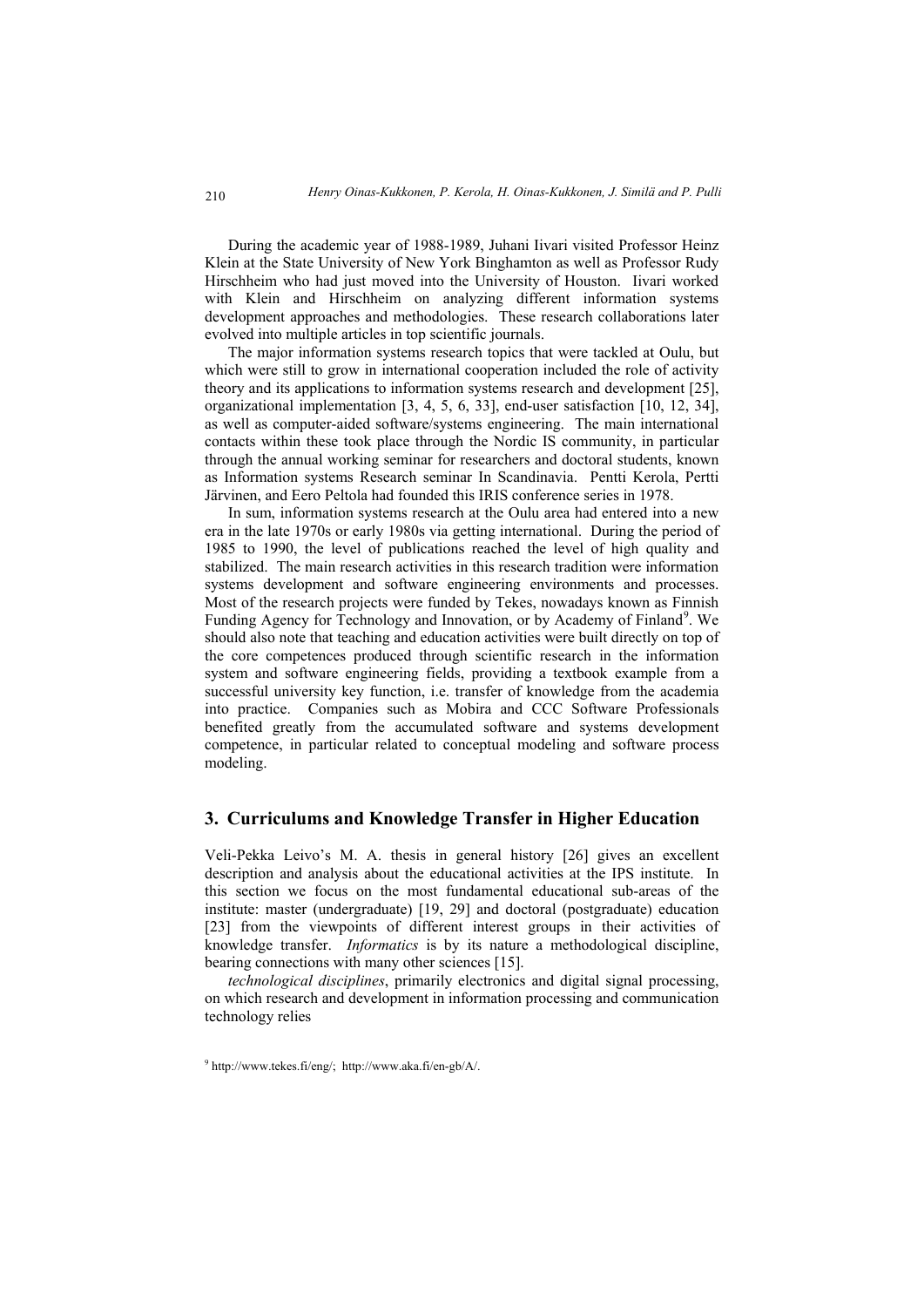During the academic year of 1988-1989, Juhani Iivari visited Professor Heinz Klein at the State University of New York Binghamton as well as Professor Rudy Hirschheim who had just moved into the University of Houston. Iivari worked with Klein and Hirschheim on analyzing different information systems development approaches and methodologies. These research collaborations later evolved into multiple articles in top scientific journals.

The major information systems research topics that were tackled at Oulu, but which were still to grow in international cooperation included the role of activity theory and its applications to information systems research and development [25], organizational implementation [3, 4, 5, 6, 33], end-user satisfaction [10, 12, 34], as well as computer-aided software/systems engineering. The main international contacts within these took place through the Nordic IS community, in particular through the annual working seminar for researchers and doctoral students, known as Information systems Research seminar In Scandinavia. Pentti Kerola, Pertti Järvinen, and Eero Peltola had founded this IRIS conference series in 1978.

In sum, information systems research at the Oulu area had entered into a new era in the late 1970s or early 1980s via getting international. During the period of 1985 to 1990, the level of publications reached the level of high quality and stabilized. The main research activities in this research tradition were information systems development and software engineering environments and processes. Most of the research projects were funded by Tekes, nowadays known as Finnish Funding Agency for Technology and Innovation, or by Academy of Finland[9]. We should also note that teaching and education activities were built directly on top of the core competences produced through scientific research in the information system and software engineering fields, providing a textbook example from a successful university key function, i.e. transfer of knowledge from the academia into practice. Companies such as Mobira and CCC Software Professionals benefited greatly from the accumulated software and systems development competence, in particular related to conceptual modeling and software process modeling.

## 3. Curriculums and Knowledge Transfer in Higher Education

Veli-Pekka Leivo's M. A. thesis in general history [26] gives an excellent description and analysis about the educational activities at the IPS institute. In this section we focus on the most fundamental educational sub-areas of the institute: master (undergraduate) [19, 29] and doctoral (postgraduate) education [23] from the viewpoints of different interest groups in their activities of knowledge transfer. *Informatics* is by its nature a methodological discipline, bearing connections with many other sciences [15].

*technological disciplines*, primarily electronics and digital signal processing, on which research and development in information processing and communication technology relies

[9] http://www.tekes.fi/eng/; http://www.aka.fi/en-gb/A/.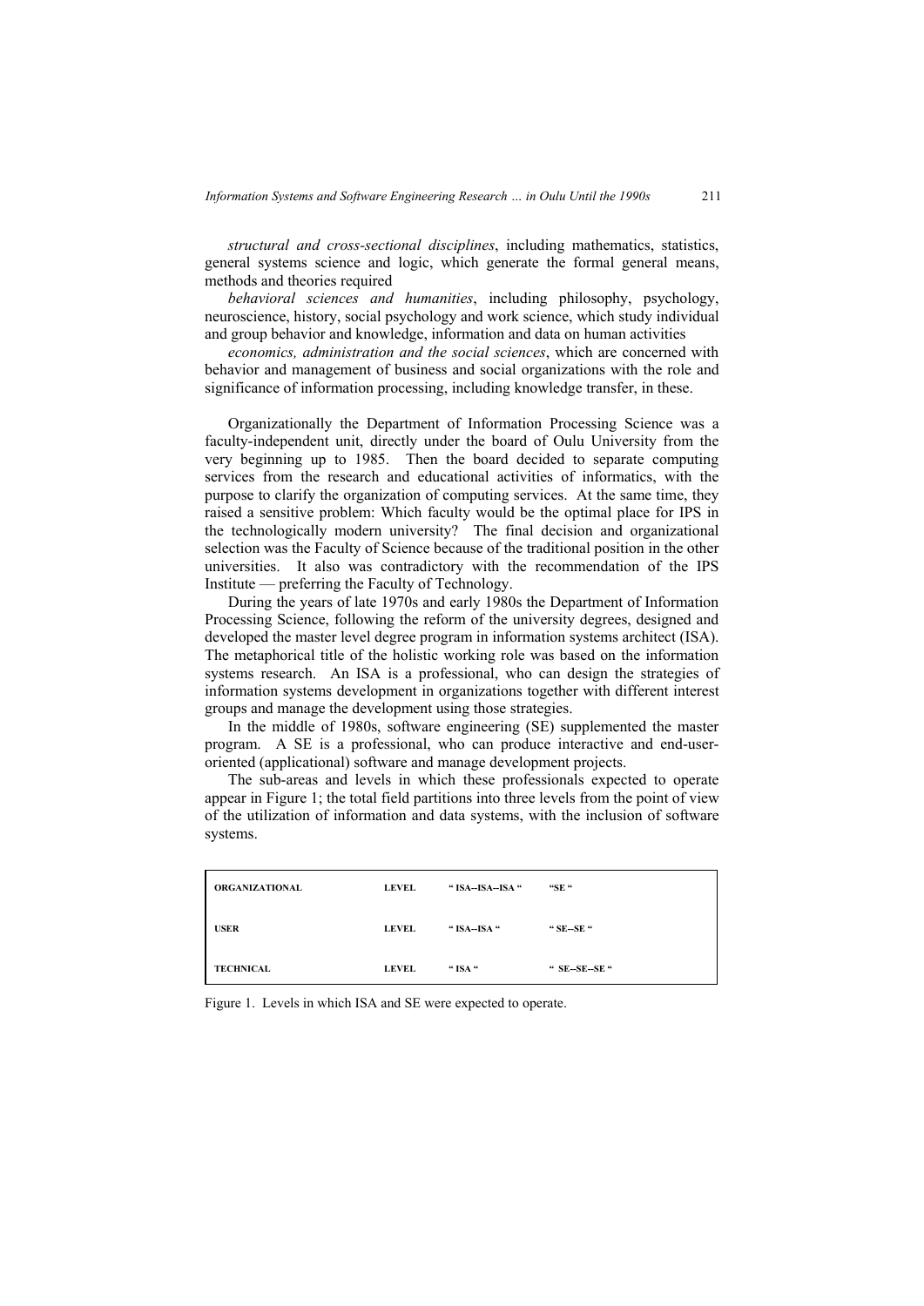*structural and cross-sectional disciplines*, including mathematics, statistics, general systems science and logic, which generate the formal general means, methods and theories required

*behavioral sciences and humanities*, including philosophy, psychology, neuroscience, history, social psychology and work science, which study individual and group behavior and knowledge, information and data on human activities

*economics, administration and the social sciences*, which are concerned with behavior and management of business and social organizations with the role and significance of information processing, including knowledge transfer, in these.

Organizationally the Department of Information Processing Science was a faculty-independent unit, directly under the board of Oulu University from the very beginning up to 1985. Then the board decided to separate computing services from the research and educational activities of informatics, with the purpose to clarify the organization of computing services. At the same time, they raised a sensitive problem: Which faculty would be the optimal place for IPS in the technologically modern university? The final decision and organizational selection was the Faculty of Science because of the traditional position in the other universities. It also was contradictory with the recommendation of the IPS Institute — preferring the Faculty of Technology.

During the years of late 1970s and early 1980s the Department of Information Processing Science, following the reform of the university degrees, designed and developed the master level degree program in information systems architect (ISA). The metaphorical title of the holistic working role was based on the information systems research. An ISA is a professional, who can design the strategies of information systems development in organizations together with different interest groups and manage the development using those strategies.

In the middle of 1980s, software engineering (SE) supplemented the master program. A SE is a professional, who can produce interactive and end-user-oriented (applicational) software and manage development projects.

The sub-areas and levels in which these professionals expected to operate appear in Figure 1; the total field partitions into three levels from the point of view of the utilization of information and data systems, with the inclusion of software systems.

| | | | |
|---|---|---|---|
| **ORGANIZATIONAL** | **LEVEL** | **" ISA--ISA--ISA "** | **"SE "** |
| **USER** | **LEVEL** | **" ISA--ISA "** | **" SE--SE "** |
| **TECHNICAL** | **LEVEL** | **" ISA "** | **" SE--SE--SE "** |

Figure 1. Levels in which ISA and SE were expected to operate.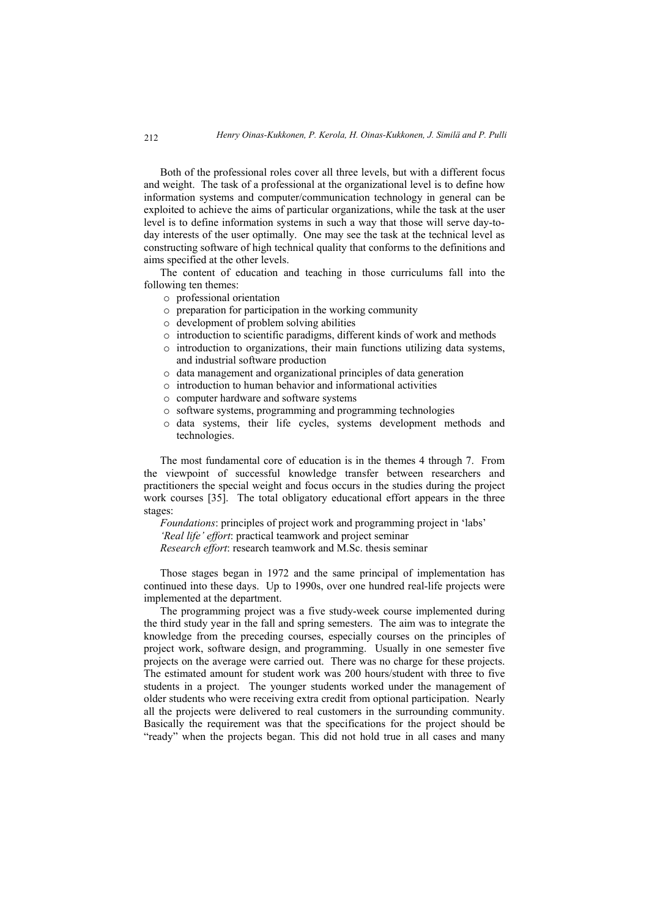Both of the professional roles cover all three levels, but with a different focus and weight. The task of a professional at the organizational level is to define how information systems and computer/communication technology in general can be exploited to achieve the aims of particular organizations, while the task at the user level is to define information systems in such a way that those will serve day-to-day interests of the user optimally. One may see the task at the technical level as constructing software of high technical quality that conforms to the definitions and aims specified at the other levels.

The content of education and teaching in those curriculums fall into the following ten themes:

- professional orientation
- preparation for participation in the working community
- development of problem solving abilities
- introduction to scientific paradigms, different kinds of work and methods
- introduction to organizations, their main functions utilizing data systems, and industrial software production
- data management and organizational principles of data generation
- introduction to human behavior and informational activities
- computer hardware and software systems
- software systems, programming and programming technologies
- data systems, their life cycles, systems development methods and technologies.

The most fundamental core of education is in the themes 4 through 7. From the viewpoint of successful knowledge transfer between researchers and practitioners the special weight and focus occurs in the studies during the project work courses [35]. The total obligatory educational effort appears in the three stages:

*Foundations*: principles of project work and programming project in 'labs'
*'Real life' effort*: practical teamwork and project seminar
*Research effort*: research teamwork and M.Sc. thesis seminar

Those stages began in 1972 and the same principal of implementation has continued into these days. Up to 1990s, over one hundred real-life projects were implemented at the department.

The programming project was a five study-week course implemented during the third study year in the fall and spring semesters. The aim was to integrate the knowledge from the preceding courses, especially courses on the principles of project work, software design, and programming. Usually in one semester five projects on the average were carried out. There was no charge for these projects. The estimated amount for student work was 200 hours/student with three to five students in a project. The younger students worked under the management of older students who were receiving extra credit from optional participation. Nearly all the projects were delivered to real customers in the surrounding community. Basically the requirement was that the specifications for the project should be "ready" when the projects began. This did not hold true in all cases and many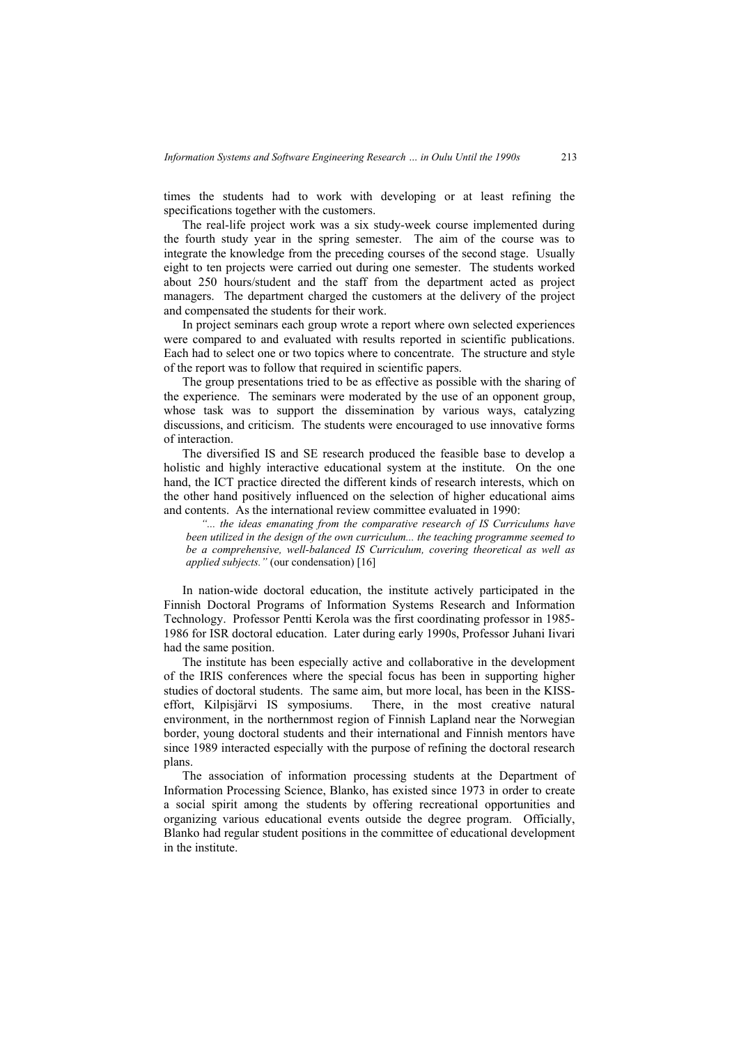times the students had to work with developing or at least refining the specifications together with the customers.

The real-life project work was a six study-week course implemented during the fourth study year in the spring semester. The aim of the course was to integrate the knowledge from the preceding courses of the second stage. Usually eight to ten projects were carried out during one semester. The students worked about 250 hours/student and the staff from the department acted as project managers. The department charged the customers at the delivery of the project and compensated the students for their work.

In project seminars each group wrote a report where own selected experiences were compared to and evaluated with results reported in scientific publications. Each had to select one or two topics where to concentrate. The structure and style of the report was to follow that required in scientific papers.

The group presentations tried to be as effective as possible with the sharing of the experience. The seminars were moderated by the use of an opponent group, whose task was to support the dissemination by various ways, catalyzing discussions, and criticism. The students were encouraged to use innovative forms of interaction.

The diversified IS and SE research produced the feasible base to develop a holistic and highly interactive educational system at the institute. On the one hand, the ICT practice directed the different kinds of research interests, which on the other hand positively influenced on the selection of higher educational aims and contents. As the international review committee evaluated in 1990:

> *"... the ideas emanating from the comparative research of IS Curriculums have been utilized in the design of the own curriculum... the teaching programme seemed to be a comprehensive, well-balanced IS Curriculum, covering theoretical as well as applied subjects."* (our condensation) [16]

In nation-wide doctoral education, the institute actively participated in the Finnish Doctoral Programs of Information Systems Research and Information Technology. Professor Pentti Kerola was the first coordinating professor in 1985-1986 for ISR doctoral education. Later during early 1990s, Professor Juhani Iivari had the same position.

The institute has been especially active and collaborative in the development of the IRIS conferences where the special focus has been in supporting higher studies of doctoral students. The same aim, but more local, has been in the KISS-effort, Kilpisjärvi IS symposiums. There, in the most creative natural environment, in the northernmost region of Finnish Lapland near the Norwegian border, young doctoral students and their international and Finnish mentors have since 1989 interacted especially with the purpose of refining the doctoral research plans.

The association of information processing students at the Department of Information Processing Science, Blanko, has existed since 1973 in order to create a social spirit among the students by offering recreational opportunities and organizing various educational events outside the degree program. Officially, Blanko had regular student positions in the committee of educational development in the institute.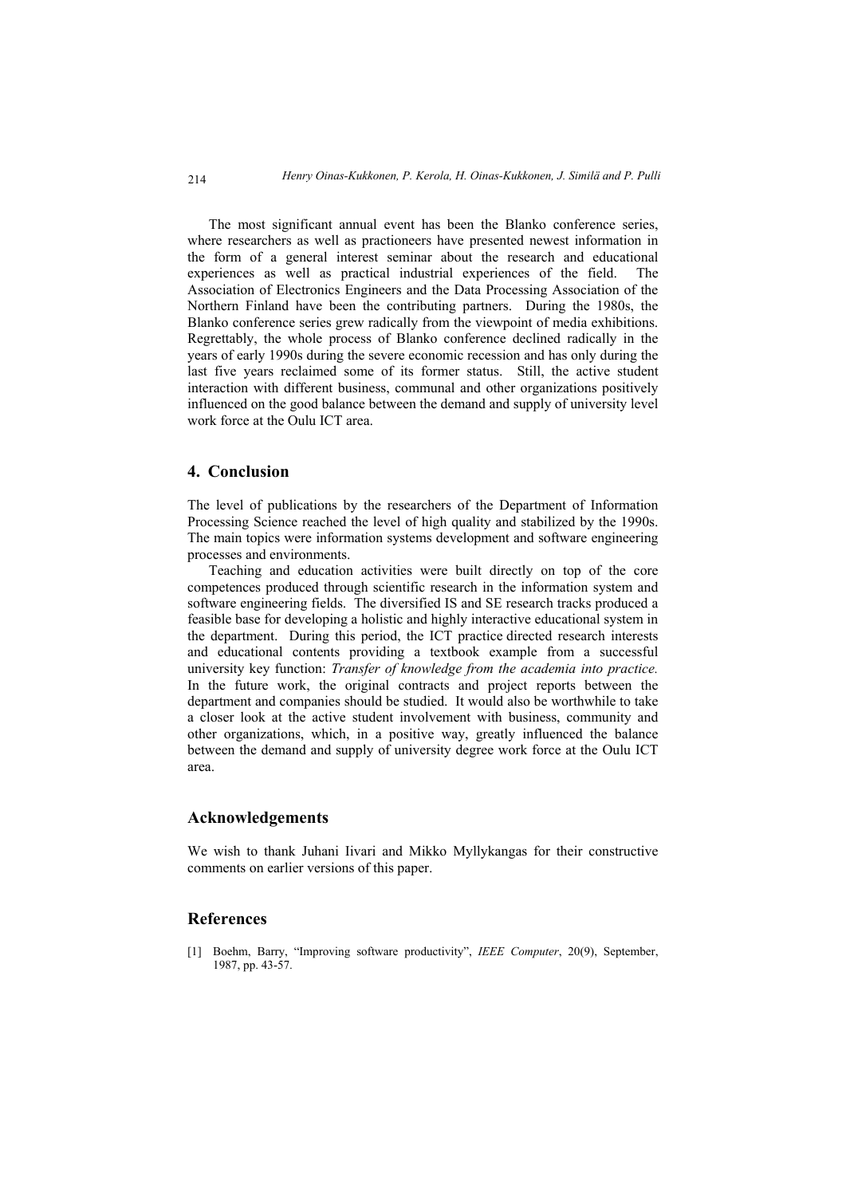The most significant annual event has been the Blanko conference series, where researchers as well as practioneers have presented newest information in the form of a general interest seminar about the research and educational experiences as well as practical industrial experiences of the field. The Association of Electronics Engineers and the Data Processing Association of the Northern Finland have been the contributing partners. During the 1980s, the Blanko conference series grew radically from the viewpoint of media exhibitions. Regrettably, the whole process of Blanko conference declined radically in the years of early 1990s during the severe economic recession and has only during the last five years reclaimed some of its former status. Still, the active student interaction with different business, communal and other organizations positively influenced on the good balance between the demand and supply of university level work force at the Oulu ICT area.

## 4. Conclusion

The level of publications by the researchers of the Department of Information Processing Science reached the level of high quality and stabilized by the 1990s. The main topics were information systems development and software engineering processes and environments.

Teaching and education activities were built directly on top of the core competences produced through scientific research in the information system and software engineering fields. The diversified IS and SE research tracks produced a feasible base for developing a holistic and highly interactive educational system in the department. During this period, the ICT practice directed research interests and educational contents providing a textbook example from a successful university key function: *Transfer of knowledge from the academia into practice.* In the future work, the original contracts and project reports between the department and companies should be studied. It would also be worthwhile to take a closer look at the active student involvement with business, community and other organizations, which, in a positive way, greatly influenced the balance between the demand and supply of university degree work force at the Oulu ICT area.

## Acknowledgements

We wish to thank Juhani Iivari and Mikko Myllykangas for their constructive comments on earlier versions of this paper.

## References

[1] Boehm, Barry, "Improving software productivity", *IEEE Computer*, 20(9), September, 1987, pp. 43-57.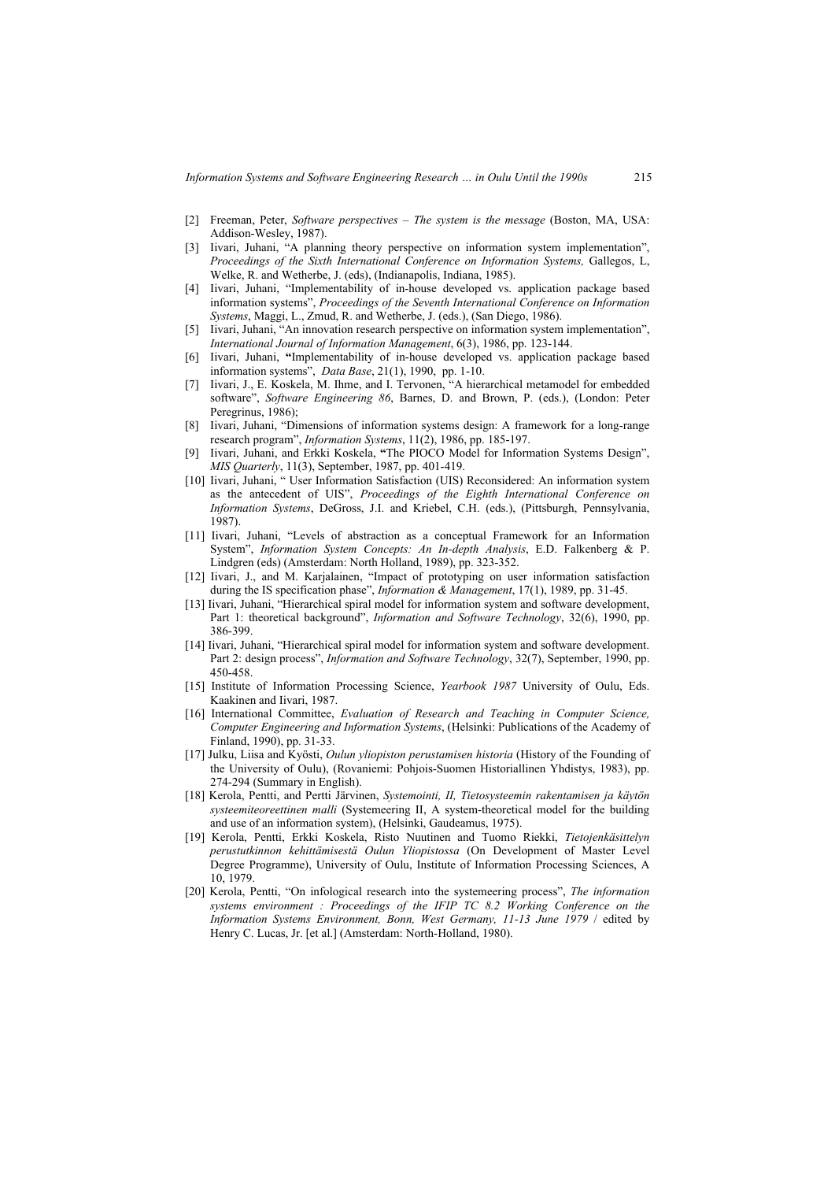[2] Freeman, Peter, *Software perspectives – The system is the message* (Boston, MA, USA: Addison-Wesley, 1987).

[3] Iivari, Juhani, "A planning theory perspective on information system implementation", *Proceedings of the Sixth International Conference on Information Systems,* Gallegos, L, Welke, R. and Wetherbe, J. (eds), (Indianapolis, Indiana, 1985).

[4] Iivari, Juhani, "Implementability of in-house developed vs. application package based information systems", *Proceedings of the Seventh International Conference on Information Systems*, Maggi, L., Zmud, R. and Wetherbe, J. (eds.), (San Diego, 1986).

[5] Iivari, Juhani, "An innovation research perspective on information system implementation", *International Journal of Information Management*, 6(3), 1986, pp. 123-144.

[6] Iivari, Juhani, **"**Implementability of in-house developed vs. application package based information systems", *Data Base*, 21(1), 1990, pp. 1-10.

[7] Iivari, J., E. Koskela, M. Ihme, and I. Tervonen, "A hierarchical metamodel for embedded software", *Software Engineering 86*, Barnes, D. and Brown, P. (eds.), (London: Peter Peregrinus, 1986);

[8] Iivari, Juhani, "Dimensions of information systems design: A framework for a long-range research program", *Information Systems*, 11(2), 1986, pp. 185-197.

[9] Iivari, Juhani, and Erkki Koskela, **"**The PIOCO Model for Information Systems Design", *MIS Quarterly*, 11(3), September, 1987, pp. 401-419.

[10] Iivari, Juhani, " User Information Satisfaction (UIS) Reconsidered: An information system as the antecedent of UIS", *Proceedings of the Eighth International Conference on Information Systems*, DeGross, J.I. and Kriebel, C.H. (eds.), (Pittsburgh, Pennsylvania, 1987).

[11] Iivari, Juhani, "Levels of abstraction as a conceptual Framework for an Information System", *Information System Concepts: An In-depth Analysis*, E.D. Falkenberg & P. Lindgren (eds) (Amsterdam: North Holland, 1989), pp. 323-352.

[12] Iivari, J., and M. Karjalainen, "Impact of prototyping on user information satisfaction during the IS specification phase", *Information & Management*, 17(1), 1989, pp. 31-45.

[13] Iivari, Juhani, "Hierarchical spiral model for information system and software development, Part 1: theoretical background", *Information and Software Technology*, 32(6), 1990, pp. 386-399.

[14] Iivari, Juhani, "Hierarchical spiral model for information system and software development. Part 2: design process", *Information and Software Technology*, 32(7), September, 1990, pp. 450-458.

[15] Institute of Information Processing Science, *Yearbook 1987* University of Oulu, Eds. Kaakinen and Iivari, 1987.

[16] International Committee, *Evaluation of Research and Teaching in Computer Science, Computer Engineering and Information Systems*, (Helsinki: Publications of the Academy of Finland, 1990), pp. 31-33.

[17] Julku, Liisa and Kyösti, *Oulun yliopiston perustamisen historia* (History of the Founding of the University of Oulu), (Rovaniemi: Pohjois-Suomen Historiallinen Yhdistys, 1983), pp. 274-294 (Summary in English).

[18] Kerola, Pentti, and Pertti Järvinen, *Systemointi, II, Tietosysteemin rakentamisen ja käytön systeemiteoreettinen malli* (Systemeering II, A system-theoretical model for the building and use of an information system), (Helsinki, Gaudeamus, 1975).

[19] Kerola, Pentti, Erkki Koskela, Risto Nuutinen and Tuomo Riekki, *Tietojenkäsittelyn perustutkinnon kehittämisestä Oulun Yliopistossa* (On Development of Master Level Degree Programme), University of Oulu, Institute of Information Processing Sciences, A 10, 1979.

[20] Kerola, Pentti, "On infological research into the systemeering process", *The information systems environment : Proceedings of the IFIP TC 8.2 Working Conference on the Information Systems Environment, Bonn, West Germany, 11-13 June 1979* / edited by Henry C. Lucas, Jr. [et al.] (Amsterdam: North-Holland, 1980).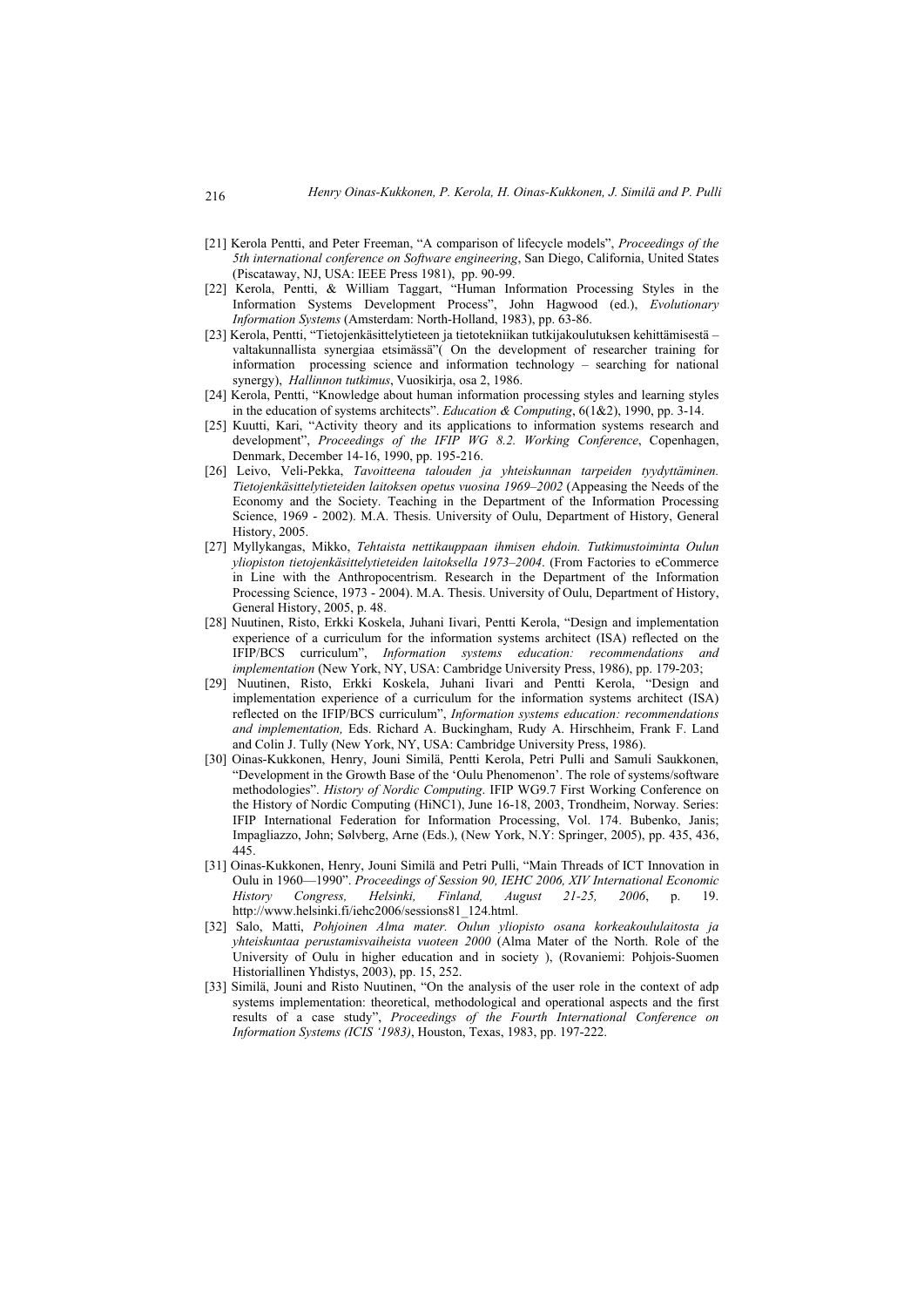[21] Kerola Pentti, and Peter Freeman, "A comparison of lifecycle models", *Proceedings of the 5th international conference on Software engineering*, San Diego, California, United States (Piscataway, NJ, USA: IEEE Press 1981), pp. 90-99.

[22] Kerola, Pentti, & William Taggart, "Human Information Processing Styles in the Information Systems Development Process", John Hagwood (ed.), *Evolutionary Information Systems* (Amsterdam: North-Holland, 1983), pp. 63-86.

[23] Kerola, Pentti, "Tietojenkäsittelytieteen ja tietotekniikan tutkijakoulutuksen kehittämisestä – valtakunnallista synergiaa etsimässä"( On the development of researcher training for information processing science and information technology – searching for national synergy), *Hallinnon tutkimus*, Vuosikirja, osa 2, 1986.

[24] Kerola, Pentti, "Knowledge about human information processing styles and learning styles in the education of systems architects". *Education & Computing*, 6(1&2), 1990, pp. 3-14.

[25] Kuutti, Kari, "Activity theory and its applications to information systems research and development", *Proceedings of the IFIP WG 8.2. Working Conference*, Copenhagen, Denmark, December 14-16, 1990, pp. 195-216.

[26] Leivo, Veli-Pekka, *Tavoitteena talouden ja yhteiskunnan tarpeiden tyydyttäminen. Tietojenkäsittelytieteiden laitoksen opetus vuosina 1969–2002* (Appeasing the Needs of the Economy and the Society. Teaching in the Department of the Information Processing Science, 1969 - 2002). M.A. Thesis. University of Oulu, Department of History, General History, 2005.

[27] Myllykangas, Mikko, *Tehtaista nettikauppaan ihmisen ehdoin. Tutkimustoiminta Oulun yliopiston tietojenkäsittelytieteiden laitoksella 1973–2004*. (From Factories to eCommerce in Line with the Anthropocentrism. Research in the Department of the Information Processing Science, 1973 - 2004). M.A. Thesis. University of Oulu, Department of History, General History, 2005, p. 48.

[28] Nuutinen, Risto, Erkki Koskela, Juhani Iivari, Pentti Kerola, "Design and implementation experience of a curriculum for the information systems architect (ISA) reflected on the IFIP/BCS curriculum", *Information systems education: recommendations and implementation* (New York, NY, USA: Cambridge University Press, 1986), pp. 179-203;

[29] Nuutinen, Risto, Erkki Koskela, Juhani Iivari and Pentti Kerola, "Design and implementation experience of a curriculum for the information systems architect (ISA) reflected on the IFIP/BCS curriculum", *Information systems education: recommendations and implementation,* Eds. Richard A. Buckingham, Rudy A. Hirschheim, Frank F. Land and Colin J. Tully (New York, NY, USA: Cambridge University Press, 1986).

[30] Oinas-Kukkonen, Henry, Jouni Similä, Pentti Kerola, Petri Pulli and Samuli Saukkonen, "Development in the Growth Base of the 'Oulu Phenomenon'. The role of systems/software methodologies". *History of Nordic Computing*. IFIP WG9.7 First Working Conference on the History of Nordic Computing (HiNC1), June 16-18, 2003, Trondheim, Norway. Series: IFIP International Federation for Information Processing, Vol. 174. Bubenko, Janis; Impagliazzo, John; Sølvberg, Arne (Eds.), (New York, N.Y: Springer, 2005), pp. 435, 436, 445.

[31] Oinas-Kukkonen, Henry, Jouni Similä and Petri Pulli, "Main Threads of ICT Innovation in Oulu in 1960—1990". *Proceedings of Session 90, IEHC 2006, XIV International Economic History Congress, Helsinki, Finland, August 21-25, 2006*, p. 19. http://www.helsinki.fi/iehc2006/sessions81_124.html.

[32] Salo, Matti, *Pohjoinen Alma mater. Oulun yliopisto osana korkeakoululaitosta ja yhteiskuntaa perustamisvaiheista vuoteen 2000* (Alma Mater of the North. Role of the University of Oulu in higher education and in society ), (Rovaniemi: Pohjois-Suomen Historiallinen Yhdistys, 2003), pp. 15, 252.

[33] Similä, Jouni and Risto Nuutinen, "On the analysis of the user role in the context of adp systems implementation: theoretical, methodological and operational aspects and the first results of a case study", *Proceedings of the Fourth International Conference on Information Systems (ICIS '1983)*, Houston, Texas, 1983, pp. 197-222.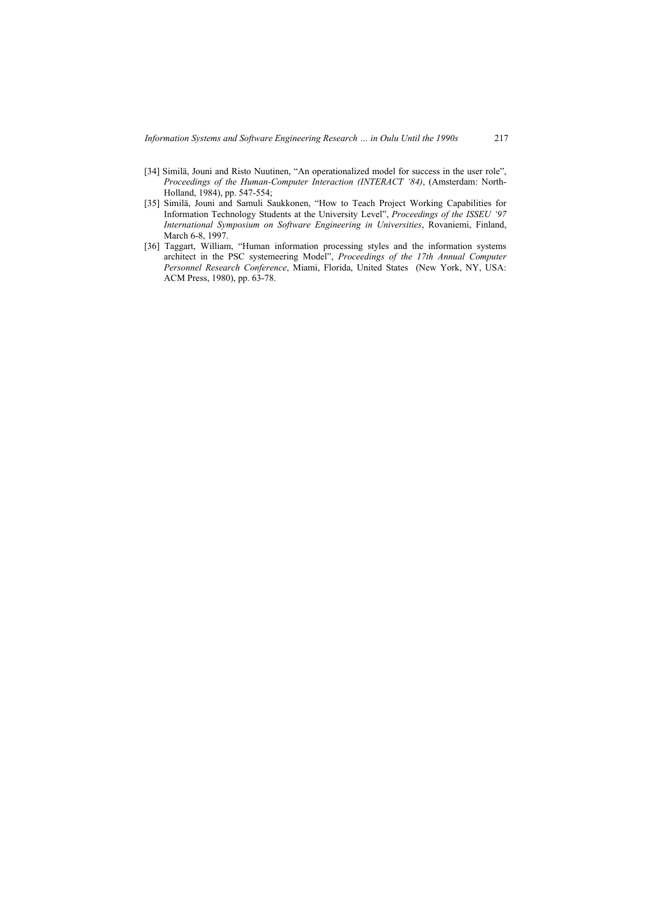[34] Similä, Jouni and Risto Nuutinen, "An operationalized model for success in the user role", *Proceedings of the Human-Computer Interaction (INTERACT '84)*, (Amsterdam: North-Holland, 1984), pp. 547-554;

[35] Similä, Jouni and Samuli Saukkonen, "How to Teach Project Working Capabilities for Information Technology Students at the University Level", *Proceedings of the ISSEU '97 International Symposium on Software Engineering in Universities*, Rovaniemi, Finland, March 6-8, 1997.

[36] Taggart, William, "Human information processing styles and the information systems architect in the PSC systemeering Model", *Proceedings of the 17th Annual Computer Personnel Research Conference*, Miami, Florida, United States (New York, NY, USA: ACM Press, 1980), pp. 63-78.